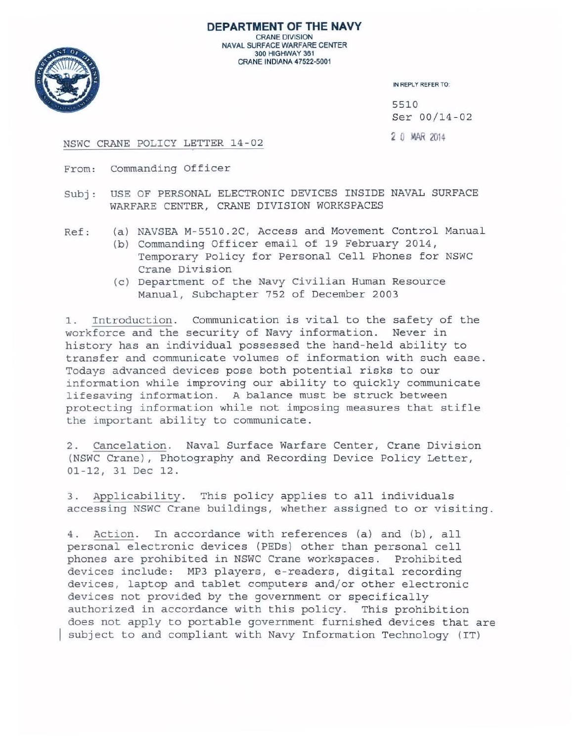**DEPARTMENT OF THE NAVY**
CRANE DIVISION
NAVAL SURFACE WARFARE CENTER
300 HIGHWAY 361
CRANE INDIANA 47522-5001

IN REPLY REFER TO:

5510
Ser 00/14-02
20 MAR 2014

NSWC CRANE POLICY LETTER 14-02

From: Commanding Officer

Subj: USE OF PERSONAL ELECTRONIC DEVICES INSIDE NAVAL SURFACE WARFARE CENTER, CRANE DIVISION WORKSPACES

Ref:
(a) NAVSEA M-5510.2C, Access and Movement Control Manual
(b) Commanding Officer email of 19 February 2014, Temporary Policy for Personal Cell Phones for NSWC Crane Division
(c) Department of the Navy Civilian Human Resource Manual, Subchapter 752 of December 2003

1. Introduction. Communication is vital to the safety of the workforce and the security of Navy information. Never in history has an individual possessed the hand-held ability to transfer and communicate volumes of information with such ease. Todays advanced devices pose both potential risks to our information while improving our ability to quickly communicate lifesaving information. A balance must be struck between protecting information while not imposing measures that stifle the important ability to communicate.

2. Cancelation. Naval Surface Warfare Center, Crane Division (NSWC Crane), Photography and Recording Device Policy Letter, 01-12, 31 Dec 12.

3. Applicability. This policy applies to all individuals accessing NSWC Crane buildings, whether assigned to or visiting.

4. Action. In accordance with references (a) and (b), all personal electronic devices (PEDs) other than personal cell phones are prohibited in NSWC Crane workspaces. Prohibited devices include: MP3 players, e-readers, digital recording devices, laptop and tablet computers and/or other electronic devices not provided by the government or specifically authorized in accordance with this policy. This prohibition does not apply to portable government furnished devices that are subject to and compliant with Navy Information Technology (IT)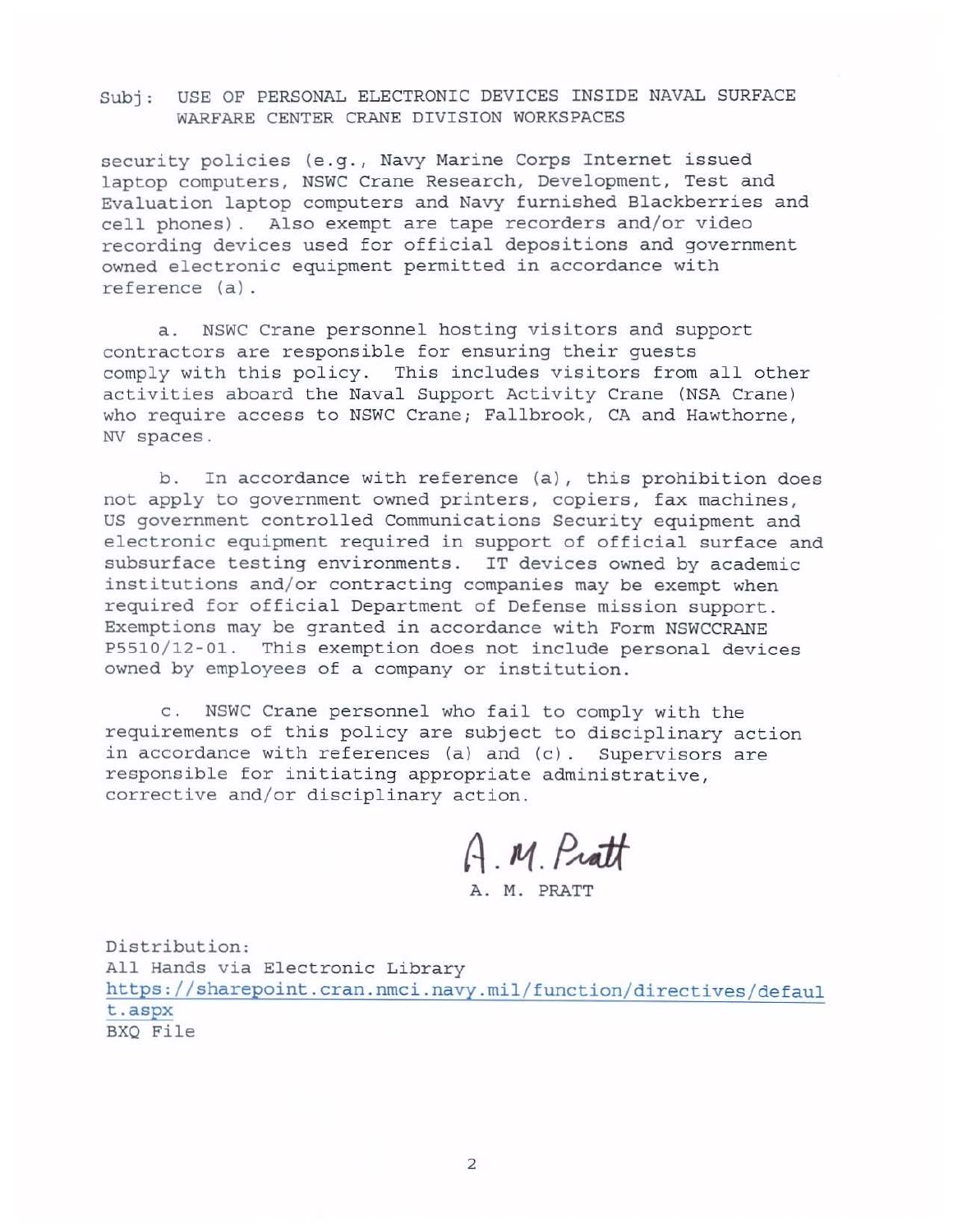Subj: USE OF PERSONAL ELECTRONIC DEVICES INSIDE NAVAL SURFACE WARFARE CENTER CRANE DIVISION WORKSPACES

security policies (e.g., Navy Marine Corps Internet issued laptop computers, NSWC Crane Research, Development, Test and Evaluation laptop computers and Navy furnished Blackberries and cell phones). Also exempt are tape recorders and/or video recording devices used for official depositions and government owned electronic equipment permitted in accordance with reference (a).

a. NSWC Crane personnel hosting visitors and support contractors are responsible for ensuring their guests comply with this policy. This includes visitors from all other activities aboard the Naval Support Activity Crane (NSA Crane) who require access to NSWC Crane; Fallbrook, CA and Hawthorne, NV spaces.

b. In accordance with reference (a), this prohibition does not apply to government owned printers, copiers, fax machines, US government controlled Communications Security equipment and electronic equipment required in support of official surface and subsurface testing environments. IT devices owned by academic institutions and/or contracting companies may be exempt when required for official Department of Defense mission support. Exemptions may be granted in accordance with Form NSWCCRANE P5510/12-01. This exemption does not include personal devices owned by employees of a company or institution.

c. NSWC Crane personnel who fail to comply with the requirements of this policy are subject to disciplinary action in accordance with references (a) and (c). Supervisors are responsible for initiating appropriate administrative, corrective and/or disciplinary action.

A. M. Pratt

A. M. PRATT

Distribution:
All Hands via Electronic Library
https://sharepoint.cran.nmci.navy.mil/function/directives/default.aspx
BXQ File